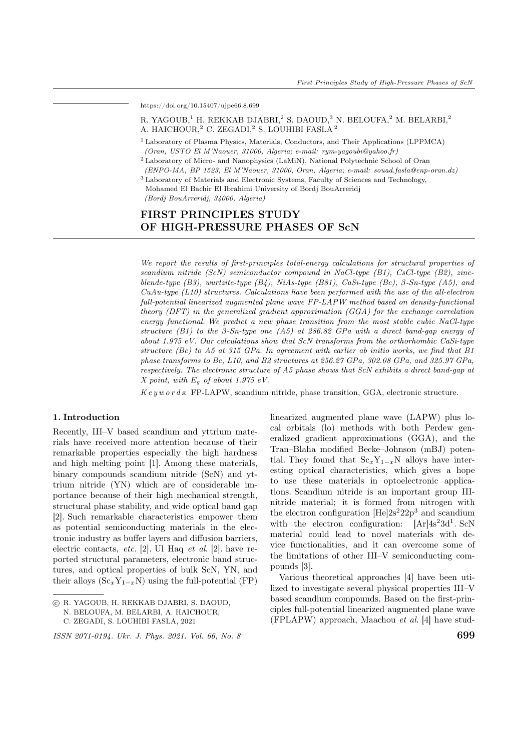https://doi.org/10.15407/ujpe66.8.699

R. YAGOUB,[1] H. REKKAB DJABRI,[2] S. DAOUD,[3] N. BELOUFA,[2] M. BELARBI,[2] A. HAICHOUR,[2] C. ZEGADI,[2] S. LOUHIBI FASLA [2]

[1] Laboratory of Plasma Physics, Materials, Conductors, and Their Applications (LPPMCA) *(Oran, USTO El M'Naouer, 31000, Algeria; e-mail: rym-yagoubi@yahoo.fr)*

[2] Laboratory of Micro- and Nanophysics (LaMiN), National Polytechnic School of Oran *(ENPO-MA, BP 1523, El M'Naouer, 31000, Oran, Algeria; e-mail: souad.fasla@enp-oran.dz)*

[3] Laboratory of Materials and Electronic Systems, Faculty of Sciences and Technology, Mohamed El Bachir El Ibrahimi University of Bordj BouArreridj *(Bordj BouArreridj, 34000, Algeria)*

# FIRST PRINCIPLES STUDY OF HIGH-PRESSURE PHASES OF ScN

*We report the results of first-principles total-energy calculations for structural properties of scandium nitride (ScN) semiconductor compound in NaCl-type (B1), CsCl-type (B2), zinc-blende-type (B3), wurtzite-type (B4), NiAs-type (B81), CaSi-type (Bc), β-Sn-type (A5), and CuAu-type (L10) structures. Calculations have been performed with the use of the all-electron full-potential linearized augmented plane wave FP-LAPW method based on density-functional theory (DFT) in the generalized gradient approximation (GGA) for the exchange correlation energy functional. We predict a new phase transition from the most stable cubic NaCl-type structure (B1) to the β-Sn-type one (A5) at 286.82 GPa with a direct band-gap energy of about 1.975 eV. Our calculations show that ScN transforms from the orthorhombic CaSi-type structure (Bc) to A5 at 315 GPa. In agreement with earlier ab initio works, we find that B1 phase transforms to Bc, L10, and B2 structures at 256.27 GPa, 302.08 GPa, and 325.97 GPa, respectively. The electronic structure of A5 phase shows that ScN exhibits a direct band-gap at X point, with $E_g$ of about 1.975 eV.*

*Keywords*: FP-LAPW, scandium nitride, phase transition, GGA, electronic structure.

## 1. Introduction

Recently, III–V based scandium and yttrium materials have received more attention because of their remarkable properties especially the high hardness and high melting point [1]. Among these materials, binary compounds scandium nitride (ScN) and yttrium nitride (YN) which are of considerable importance because of their high mechanical strength, structural phase stability, and wide optical band gap [2]. Such remarkable characteristics empower them as potential semiconducting materials in the electronic industry as buffer layers and diffusion barriers, electric contacts, *etc.* [2]. Ul Haq *et al.* [2]. have reported structural parameters, electronic band structures, and optical properties of bulk ScN, YN, and their alloys ($Sc_xY_{1-x}N$) using the full-potential (FP) linearized augmented plane wave (LAPW) plus local orbitals (lo) methods with both Perdew generalized gradient approximations (GGA), and the Tran–Blaha modified Becke–Johnson (mBJ) potential. They found that $Sc_xY_{1-x}N$ alloys have interesting optical characteristics, which gives a hope to use these materials in optoelectronic applications. Scandium nitride is an important group III-nitride material; it is formed from nitrogen with the electron configuration $[He]2s^22p^3$ and scandium with the electron configuration: $[Ar]4s^23d^1$. ScN material could lead to novel materials with device functionalities, and it can overcome some of the limitations of other III–V semiconducting compounds [3].

Various theoretical approaches [4] have been utilized to investigate several physical properties III–V based scandium compounds. Based on the first-principles full-potential linearized augmented plane wave (FPLAPW) approach, Maachou *et al.* [4] have stud-

© R. YAGOUB, H. REKKAB DJABRI, S. DAOUD, N. BELOUFA, M. BELARBI, A. HAICHOUR, C. ZEGADI, S. LOUHIBI FASLA, 2021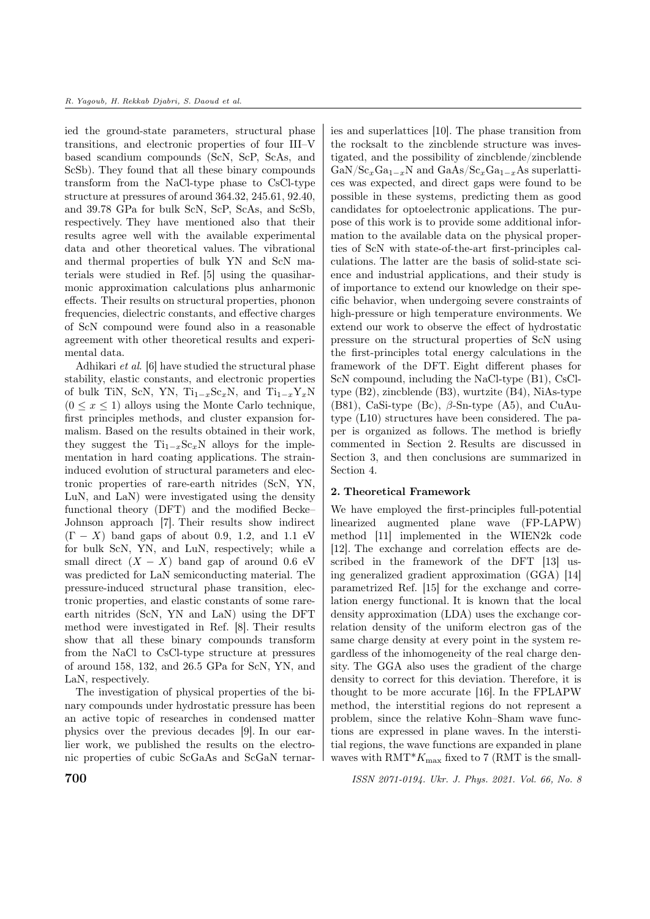ied the ground-state parameters, structural phase transitions, and electronic properties of four III–V based scandium compounds (ScN, ScP, ScAs, and ScSb). They found that all these binary compounds transform from the NaCl-type phase to CsCl-type structure at pressures of around 364.32, 245.61, 92.40, and 39.78 GPa for bulk ScN, ScP, ScAs, and ScSb, respectively. They have mentioned also that their results agree well with the available experimental data and other theoretical values. The vibrational and thermal properties of bulk YN and ScN materials were studied in Ref. [5] using the quasiharmonic approximation calculations plus anharmonic effects. Their results on structural properties, phonon frequencies, dielectric constants, and effective charges of ScN compound were found also in a reasonable agreement with other theoretical results and experimental data.

Adhikari *et al*. [6] have studied the structural phase stability, elastic constants, and electronic properties of bulk TiN, ScN, YN, $Ti_{1-x}Sc_xN$, and $Ti_{1-x}Y_xN$ ($0 \leq x \leq 1$) alloys using the Monte Carlo technique, first principles methods, and cluster expansion formalism. Based on the results obtained in their work, they suggest the $Ti_{1-x}Sc_xN$ alloys for the implementation in hard coating applications. The strain-induced evolution of structural parameters and electronic properties of rare-earth nitrides (ScN, YN, LuN, and LaN) were investigated using the density functional theory (DFT) and the modified Becke–Johnson approach [7]. Their results show indirect $(\Gamma - X)$ band gaps of about 0.9, 1.2, and 1.1 eV for bulk ScN, YN, and LuN, respectively; while a small direct $(X - X)$ band gap of around 0.6 eV was predicted for LaN semiconducting material. The pressure-induced structural phase transition, electronic properties, and elastic constants of some rare-earth nitrides (ScN, YN and LaN) using the DFT method were investigated in Ref. [8]. Their results show that all these binary compounds transform from the NaCl to CsCl-type structure at pressures of around 158, 132, and 26.5 GPa for ScN, YN, and LaN, respectively.

The investigation of physical properties of the binary compounds under hydrostatic pressure has been an active topic of researches in condensed matter physics over the previous decades [9]. In our earlier work, we published the results on the electronic properties of cubic ScGaAs and ScGaN ternaries and superlattices [10]. The phase transition from the rocksalt to the zincblende structure was investigated, and the possibility of zincblende/zincblende $GaN/Sc_xGa_{1-x}N$ and $GaAs/Sc_xGa_{1-x}As$ superlattices was expected, and direct gaps were found to be possible in these systems, predicting them as good candidates for optoelectronic applications. The purpose of this work is to provide some additional information to the available data on the physical properties of ScN with state-of-the-art first-principles calculations. The latter are the basis of solid-state science and industrial applications, and their study is of importance to extend our knowledge on their specific behavior, when undergoing severe constraints of high-pressure or high temperature environments. We extend our work to observe the effect of hydrostatic pressure on the structural properties of ScN using the first-principles total energy calculations in the framework of the DFT. Eight different phases for ScN compound, including the NaCl-type (B1), CsCl-type (B2), zincblende (B3), wurtzite (B4), NiAs-type (B81), CaSi-type (Bc), $\beta$-Sn-type (A5), and CuAu-type (L10) structures have been considered. The paper is organized as follows. The method is briefly commented in Section 2. Results are discussed in Section 3, and then conclusions are summarized in Section 4.

**2. Theoretical Framework**

We have employed the first-principles full-potential linearized augmented plane wave (FP-LAPW) method [11] implemented in the WIEN2k code [12]. The exchange and correlation effects are described in the framework of the DFT [13] using generalized gradient approximation (GGA) [14] parametrized Ref. [15] for the exchange and correlation energy functional. It is known that the local density approximation (LDA) uses the exchange correlation density of the uniform electron gas of the same charge density at every point in the system regardless of the inhomogeneity of the real charge density. The GGA also uses the gradient of the charge density to correct for this deviation. Therefore, it is thought to be more accurate [16]. In the FPLAPW method, the interstitial regions do not represent a problem, since the relative Kohn–Sham wave functions are expressed in plane waves. In the interstitial regions, the wave functions are expanded in plane waves with $\mathrm{RMT}{*}K_{\max}$ fixed to 7 (RMT is the small-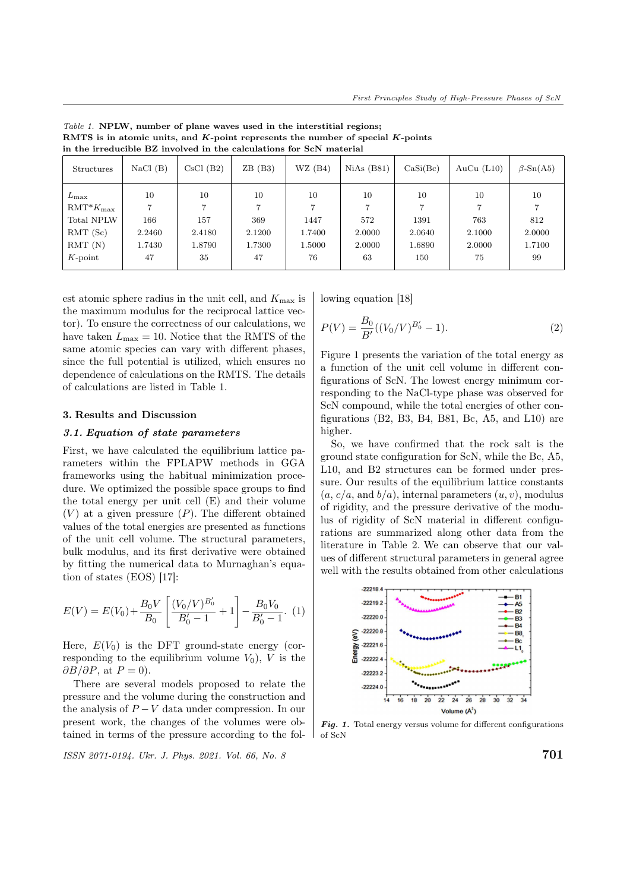*Table 1.* **NPLW, number of plane waves used in the interstitial regions; RMTS is in atomic units, and $K$-point represents the number of special $K$-points in the irreducible BZ involved in the calculations for ScN material**

| Structures | NaCl (B) | CsCl (B2) | ZB (B3) | WZ (B4) | NiAs (B81) | CaSi(Bc) | AuCu (L10) | $\beta$-Sn(A5) |
|---|---|---|---|---|---|---|---|---|
| $L_{\max}$ | 10 | 10 | 10 | 10 | 10 | 10 | 10 | 10 |
| RMT*$K_{\max}$ | 7 | 7 | 7 | 7 | 7 | 7 | 7 | 7 |
| Total NPLW | 166 | 157 | 369 | 1447 | 572 | 1391 | 763 | 812 |
| RMT (Sc) | 2.2460 | 2.4180 | 2.1200 | 1.7400 | 2.0000 | 2.0640 | 2.1000 | 2.0000 |
| RMT (N) | 1.7430 | 1.8790 | 1.7300 | 1.5000 | 2.0000 | 1.6890 | 2.0000 | 1.7100 |
| $K$-point | 47 | 35 | 47 | 76 | 63 | 150 | 75 | 99 |

est atomic sphere radius in the unit cell, and $K_{\max}$ is the maximum modulus for the reciprocal lattice vector). To ensure the correctness of our calculations, we have taken $L_{\max} = 10$. Notice that the RMTS of the same atomic species can vary with different phases, since the full potential is utilized, which ensures no dependence of calculations on the RMTS. The details of calculations are listed in Table 1.

## 3. Results and Discussion

### 3.1. Equation of state parameters

First, we have calculated the equilibrium lattice parameters within the FPLAPW methods in GGA frameworks using the habitual minimization procedure. We optimized the possible space groups to find the total energy per unit cell (E) and their volume ($V$) at a given pressure ($P$). The different obtained values of the total energies are presented as functions of the unit cell volume. The structural parameters, bulk modulus, and its first derivative were obtained by fitting the numerical data to Murnaghan's equation of states (EOS) [17]:

$$E(V) = E(V_0) + \frac{B_0 V}{B_0}\left[\frac{(V_0/V)^{B_0'}}{B_0' - 1} + 1\right] - \frac{B_0 V_0}{B_0' - 1}. \quad (1)$$

Here, $E(V_0)$ is the DFT ground-state energy (corresponding to the equilibrium volume $V_0$), $V$ is the $\partial B/\partial P$, at $P = 0$).

There are several models proposed to relate the pressure and the volume during the construction and the analysis of $P-V$ data under compression. In our present work, the changes of the volumes were obtained in terms of the pressure according to the following equation [18]

$$P(V) = \frac{B_0}{B'}((V_0/V)^{B_0'} - 1). \quad (2)$$

Figure 1 presents the variation of the total energy as a function of the unit cell volume in different configurations of ScN. The lowest energy minimum corresponding to the NaCl-type phase was observed for ScN compound, while the total energies of other configurations (B2, B3, B4, B81, Bc, A5, and L10) are higher.

So, we have confirmed that the rock salt is the ground state configuration for ScN, while the Bc, A5, L10, and B2 structures can be formed under pressure. Our results of the equilibrium lattice constants ($a$, $c/a$, and $b/a$), internal parameters ($u, v$), modulus of rigidity, and the pressure derivative of the modulus of rigidity of ScN material in different configurations are summarized along other data from the literature in Table 2. We can observe that our values of different structural parameters in general agree well with the results obtained from other calculations

***Fig. 1.*** Total energy versus volume for different configurations of ScN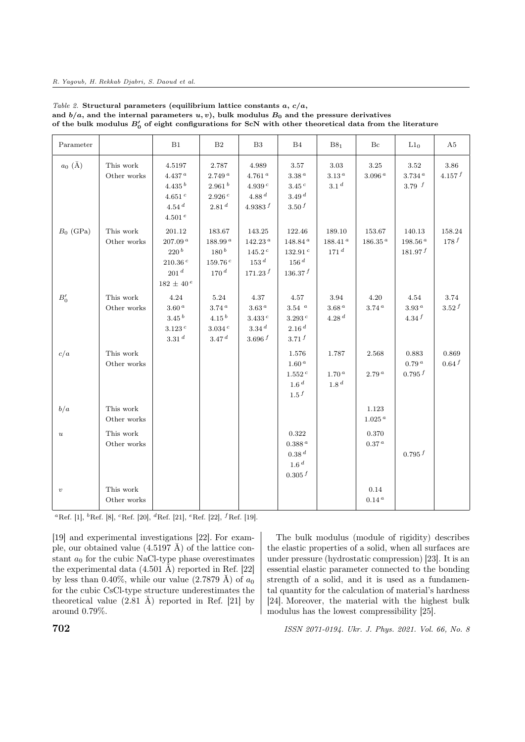*Table 2.* **Structural parameters (equilibrium lattice constants $a$, $c/a$, and $b/a$, and the internal parameters $u, v$), bulk modulus $B_0$ and the pressure derivatives of the bulk modulus $B_0'$ of eight configurations for ScN with other theoretical data from the literature**

| Parameter | | B1 | B2 | B3 | B4 | $B8_1$ | Bc | $L1_0$ | A5 |
|---|---|---|---|---|---|---|---|---|---|
| $a_0$ (Å) | This work | 4.5197 | 2.787 | 4.989 | 3.57 | 3.03 | 3.25 | 3.52 | 3.86 |
| | Other works | $4.437^a$ | $2.749^a$ | $4.761^a$ | $3.38^a$ | $3.13^a$ | $3.096^a$ | $3.734^a$ | $4.157^f$ |
| | | $4.435^b$ | $2.961^b$ | $4.939^c$ | $3.45^c$ | $3.1^d$ | | $3.79^f$ | |
| | | $4.651^c$ | $2.926^c$ | $4.88^d$ | $3.49^d$ | | | | |
| | | $4.54^d$ | $2.81^d$ | $4.9383^f$ | $3.50^f$ | | | | |
| | | $4.501^e$ | | | | | | | |
| $B_0$ (GPa) | This work | 201.12 | 183.67 | 143.25 | 122.46 | 189.10 | 153.67 | 140.13 | 158.24 |
| | Other works | $207.09^a$ | $188.99^a$ | $142.23^a$ | $148.84^a$ | $188.41^a$ | $186.35^a$ | $198.56^a$ | $178^f$ |
| | | $220^b$ | $180^b$ | $145.2^c$ | $132.91^c$ | $171^d$ | | $181.97^f$ | |
| | | $210.36^c$ | $159.76^c$ | $153^d$ | $156^d$ | | | | |
| | | $201^d$ | $170^d$ | $171.23^f$ | $136.37^f$ | | | | |
| | | $182 \pm 40^e$ | | | | | | | |
| $B_0'$ | This work | 4.24 | 5.24 | 4.37 | 4.57 | 3.94 | 4.20 | 4.54 | 3.74 |
| | Other works | $3.60^a$ | $3.74^a$ | $3.63^a$ | $3.54^a$ | $3.68^a$ | $3.74^a$ | $3.93^a$ | $3.52^f$ |
| | | $3.45^b$ | $4.15^b$ | $3.433^c$ | $3.293^c$ | $4.28^d$ | | $4.34^f$ | |
| | | $3.123^c$ | $3.034^c$ | $3.34^d$ | $2.16^d$ | | | | |
| | | $3.31^d$ | $3.47^d$ | $3.696^f$ | $3.71^f$ | | | | |
| $c/a$ | This work | | | | 1.576 | 1.787 | 2.568 | 0.883 | 0.869 |
| | Other works | | | | $1.60^a$ | | | $0.79^a$ | $0.64^f$ |
| | | | | | $1.552^c$ | $1.70^a$ | $2.79^a$ | $0.795^f$ | |
| | | | | | $1.6^d$ | $1.8^d$ | | | |
| | | | | | $1.5^f$ | | | | |
| $b/a$ | This work | | | | | | 1.123 | | |
| | Other works | | | | | | $1.025^a$ | | |
| $u$ | This work | | | | 0.322 | | 0.370 | | |
| | Other works | | | | $0.388^a$ | | $0.37^a$ | | |
| | | | | | $0.38^d$ | | | $0.795^f$ | |
| | | | | | $1.6^d$ | | | | |
| | | | | | $0.305^f$ | | | | |
| $v$ | This work | | | | | | 0.14 | | |
| | Other works | | | | | | $0.14^a$ | | |

$^a$Ref. [1], $^b$Ref. [8], $^c$Ref. [20], $^d$Ref. [21], $^e$Ref. [22], $^f$Ref. [19].

[19] and experimental investigations [22]. For example, our obtained value (4.5197 Å) of the lattice constant $a_0$ for the cubic NaCl-type phase overestimates the experimental data (4.501 Å) reported in Ref. [22] by less than 0.40%, while our value (2.7879 Å) of $a_0$ for the cubic CsCl-type structure underestimates the theoretical value (2.81 Å) reported in Ref. [21] by around 0.79%.

The bulk modulus (module of rigidity) describes the elastic properties of a solid, when all surfaces are under pressure (hydrostatic compression) [23]. It is an essential elastic parameter connected to the bonding strength of a solid, and it is used as a fundamental quantity for the calculation of material's hardness [24]. Moreover, the material with the highest bulk modulus has the lowest compressibility [25].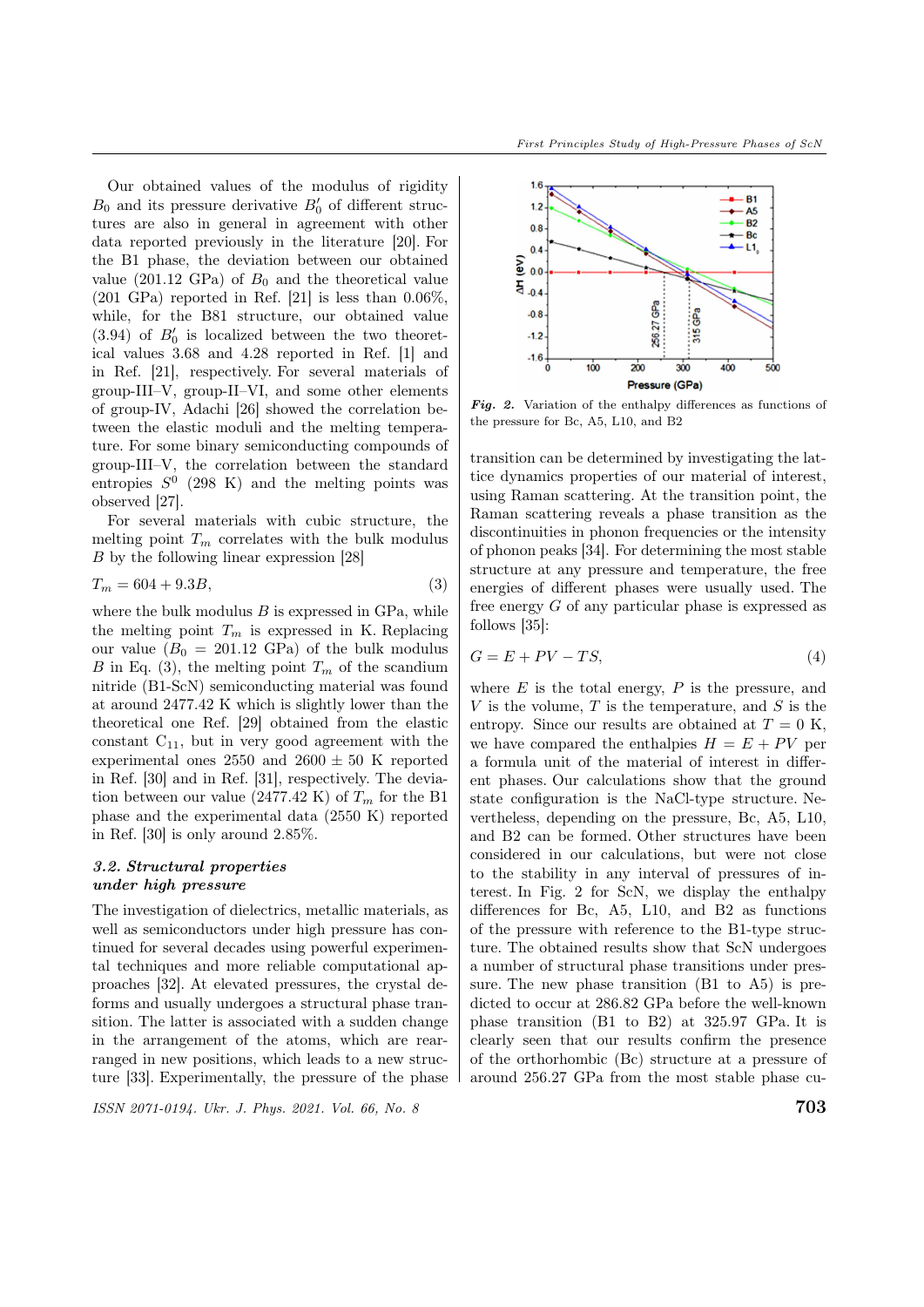Our obtained values of the modulus of rigidity $B_0$ and its pressure derivative $B_0'$ of different structures are also in general in agreement with other data reported previously in the literature [20]. For the B1 phase, the deviation between our obtained value (201.12 GPa) of $B_0$ and the theoretical value (201 GPa) reported in Ref. [21] is less than 0.06%, while, for the B81 structure, our obtained value (3.94) of $B_0'$ is localized between the two theoretical values 3.68 and 4.28 reported in Ref. [1] and in Ref. [21], respectively. For several materials of group-III–V, group-II–VI, and some other elements of group-IV, Adachi [26] showed the correlation between the elastic moduli and the melting temperature. For some binary semiconducting compounds of group-III–V, the correlation between the standard entropies $S^0$ (298 K) and the melting points was observed [27].

For several materials with cubic structure, the melting point $T_m$ correlates with the bulk modulus $B$ by the following linear expression [28]

$$T_m = 604 + 9.3B, \tag{3}$$

where the bulk modulus $B$ is expressed in GPa, while the melting point $T_m$ is expressed in K. Replacing our value ($B_0 = 201.12$ GPa) of the bulk modulus $B$ in Eq. (3), the melting point $T_m$ of the scandium nitride (B1-ScN) semiconducting material was found at around 2477.42 K which is slightly lower than the theoretical one Ref. [29] obtained from the elastic constant $C_{11}$, but in very good agreement with the experimental ones 2550 and 2600 ± 50 K reported in Ref. [30] and in Ref. [31], respectively. The deviation between our value (2477.42 K) of $T_m$ for the B1 phase and the experimental data (2550 K) reported in Ref. [30] is only around 2.85%.

### *3.2. Structural properties under high pressure*

The investigation of dielectrics, metallic materials, as well as semiconductors under high pressure has continued for several decades using powerful experimental techniques and more reliable computational approaches [32]. At elevated pressures, the crystal deforms and usually undergoes a structural phase transition. The latter is associated with a sudden change in the arrangement of the atoms, which are rearranged in new positions, which leads to a new structure [33]. Experimentally, the pressure of the phase transition can be determined by investigating the lattice dynamics properties of our material of interest, using Raman scattering. At the transition point, the Raman scattering reveals a phase transition as the discontinuities in phonon frequencies or the intensity of phonon peaks [34]. For determining the most stable structure at any pressure and temperature, the free energies of different phases were usually used. The free energy $G$ of any particular phase is expressed as follows [35]:

*Fig. 2.* Variation of the enthalpy differences as functions of the pressure for Bc, A5, L10, and B2

$$G = E + PV - TS, \tag{4}$$

where $E$ is the total energy, $P$ is the pressure, and $V$ is the volume, $T$ is the temperature, and $S$ is the entropy. Since our results are obtained at $T = 0$ K, we have compared the enthalpies $H = E + PV$ per a formula unit of the material of interest in different phases. Our calculations show that the ground state configuration is the NaCl-type structure. Nevertheless, depending on the pressure, Bc, A5, L10, and B2 can be formed. Other structures have been considered in our calculations, but were not close to the stability in any interval of pressures of interest. In Fig. 2 for ScN, we display the enthalpy differences for Bc, A5, L10, and B2 as functions of the pressure with reference to the B1-type structure. The obtained results show that ScN undergoes a number of structural phase transitions under pressure. The new phase transition (B1 to A5) is predicted to occur at 286.82 GPa before the well-known phase transition (B1 to B2) at 325.97 GPa. It is clearly seen that our results confirm the presence of the orthorhombic (Bc) structure at a pressure of around 256.27 GPa from the most stable phase cu-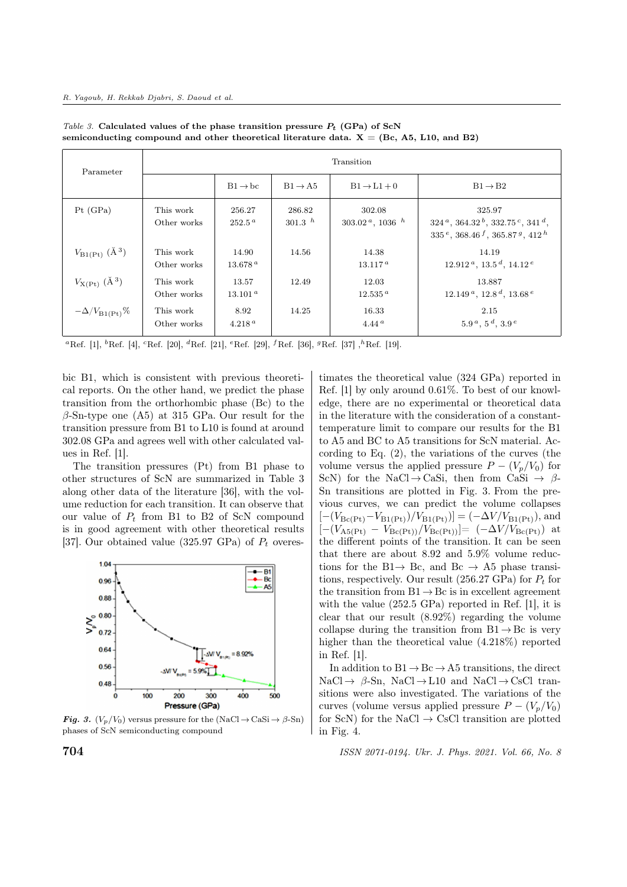*Table 3.* **Calculated values of the phase transition pressure $P_t$ (GPa) of ScN semiconducting compound and other theoretical literature data. X = (Bc, A5, L10, and B2)**

| Parameter | | Transition | | | |
|---|---|---|---|---|---|
| | | B1 → bc | B1 → A5 | B1 → L1 + 0 | B1 → B2 |
| Pt (GPa) | This work | 256.27 | 286.82 | 302.08 | 325.97 |
| | Other works | 252.5 [a] | 301.3 [h] | 303.02 [a], 1036 [h] | 324 [a], 364.32 [b], 332.75 [c], 341 [d], 335 [e], 368.46 [f], 365.87 [g], 412 [h] |
| $V_{B1(Pt)}$ (Ǎ$^3$) | This work | 14.90 | 14.56 | 14.38 | 14.19 |
| | Other works | 13.678 [a] | | 13.117 [a] | 12.912 [a], 13.5 [d], 14.12 [e] |
| $V_{X(Pt)}$ (Ǎ$^3$) | This work | 13.57 | 12.49 | 12.03 | 13.887 |
| | Other works | 13.101 [a] | | 12.535 [a] | 12.149 [a], 12.8 [d], 13.68 [e] |
| $-\Delta/V_{B1(Pt)}$% | This work | 8.92 | 14.25 | 16.33 | 2.15 |
| | Other works | 4.218 [a] | | 4.44 [a] | 5.9 [a], 5 [d], 3.9 [e] |

[a]Ref. [1], [b]Ref. [4], [c]Ref. [20], [d]Ref. [21], [e]Ref. [29], [f]Ref. [36], [g]Ref. [37], [h]Ref. [19].

bic B1, which is consistent with previous theoretical reports. On the other hand, we predict the phase transition from the orthorhombic phase (Bc) to the $\beta$-Sn-type one (A5) at 315 GPa. Our result for the transition pressure from B1 to L10 is found at around 302.08 GPa and agrees well with other calculated values in Ref. [1].

The transition pressures (Pt) from B1 phase to other structures of ScN are summarized in Table 3 along other data of the literature [36], with the volume reduction for each transition. It can observe that our value of $P_t$ from B1 to B2 of ScN compound is in good agreement with other theoretical results [37]. Our obtained value (325.97 GPa) of $P_t$ overestimates the theoretical value (324 GPa) reported in Ref. [1] by only around 0.61%. To best of our knowledge, there are no experimental or theoretical data in the literature with the consideration of a constant-temperature limit to compare our results for the B1 to A5 and BC to A5 transitions for ScN material. According to Eq. (2), the variations of the curves (the volume versus the applied pressure $P - (V_p/V_0)$ for ScN) for the NaCl → CaSi, then from CaSi → $\beta$-Sn transitions are plotted in Fig. 3. From the previous curves, we can predict the volume collapses $[-(V_{Bc(Pt)} - V_{B1(Pt)})/V_{B1(Pt)})] = (-\Delta V/V_{B1(Pt)})$, and $[-(V_{A5(Pt)} - V_{Bc(Pt)})/V_{Bc(Pt)})] = (-\Delta V/V_{Bc(Pt)})$ at the different points of the transition. It can be seen that there are about 8.92 and 5.9% volume reductions for the B1 → Bc, and Bc → A5 phase transitions, respectively. Our result (256.27 GPa) for $P_t$ for the transition from B1 → Bc is in excellent agreement with the value (252.5 GPa) reported in Ref. [1], it is clear that our result (8.92%) regarding the volume collapse during the transition from B1 → Bc is very higher than the theoretical value (4.218%) reported in Ref. [1].

***Fig. 3.*** $(V_p/V_0)$ versus pressure for the (NaCl → CaSi → $\beta$-Sn) phases of ScN semiconducting compound

In addition to B1 → Bc → A5 transitions, the direct NaCl → $\beta$-Sn, NaCl → L10 and NaCl → CsCl transitions were also investigated. The variations of the curves (volume versus applied pressure $P - (V_p/V_0)$ for ScN) for the NaCl → CsCl transition are plotted in Fig. 4.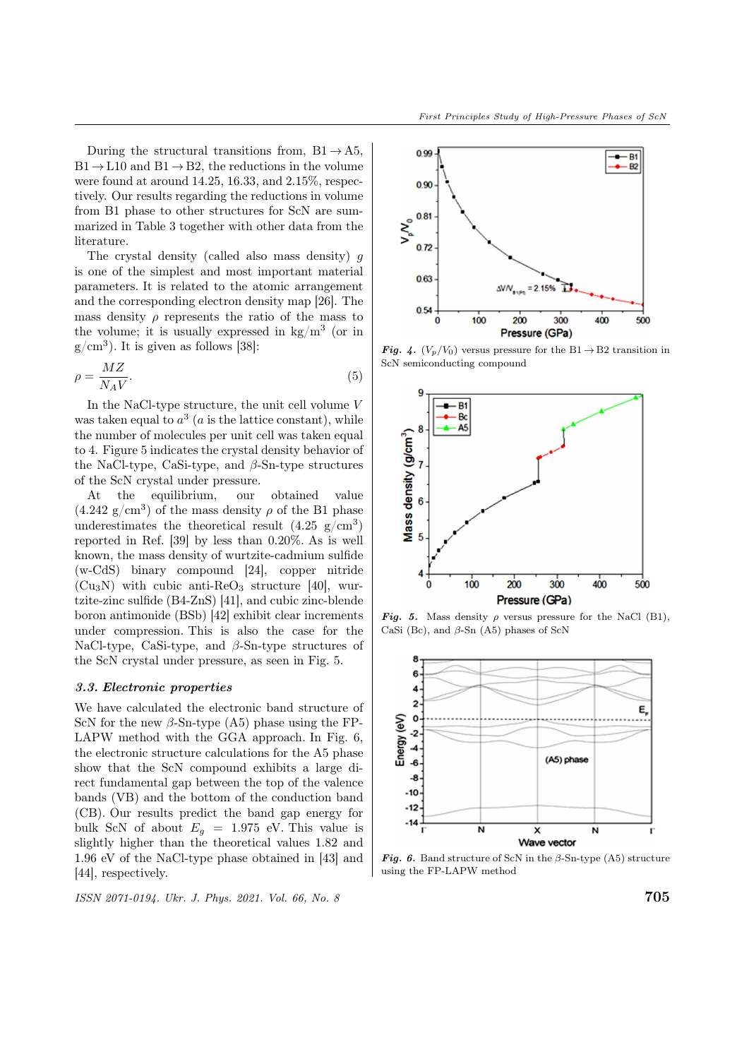During the structural transitions from, B1 → A5, B1 → L10 and B1 → B2, the reductions in the volume were found at around 14.25, 16.33, and 2.15%, respectively. Our results regarding the reductions in volume from B1 phase to other structures for ScN are summarized in Table 3 together with other data from the literature.

The crystal density (called also mass density) $g$ is one of the simplest and most important material parameters. It is related to the atomic arrangement and the corresponding electron density map [26]. The mass density $\rho$ represents the ratio of the mass to the volume; it is usually expressed in kg/m$^3$ (or in g/cm$^3$). It is given as follows [38]:

$$\rho = \frac{MZ}{N_A V}. \tag{5}$$

In the NaCl-type structure, the unit cell volume $V$ was taken equal to $a^3$ ($a$ is the lattice constant), while the number of molecules per unit cell was taken equal to 4. Figure 5 indicates the crystal density behavior of the NaCl-type, CaSi-type, and $\beta$-Sn-type structures of the ScN crystal under pressure.

At the equilibrium, our obtained value (4.242 g/cm$^3$) of the mass density $\rho$ of the B1 phase underestimates the theoretical result (4.25 g/cm$^3$) reported in Ref. [39] by less than 0.20%. As is well known, the mass density of wurtzite-cadmium sulfide (w-CdS) binary compound [24], copper nitride ($Cu_3N$) with cubic anti-$ReO_3$ structure [40], wurtzite-zinc sulfide (B4-ZnS) [41], and cubic zinc-blende boron antimonide (BSb) [42] exhibit clear increments under compression. This is also the case for the NaCl-type, CaSi-type, and $\beta$-Sn-type structures of the ScN crystal under pressure, as seen in Fig. 5.

### 3.3. Electronic properties

We have calculated the electronic band structure of ScN for the new $\beta$-Sn-type (A5) phase using the FP-LAPW method with the GGA approach. In Fig. 6, the electronic structure calculations for the A5 phase show that the ScN compound exhibits a large direct fundamental gap between the top of the valence bands (VB) and the bottom of the conduction band (CB). Our results predict the band gap energy for bulk ScN of about $E_g$ = 1.975 eV. This value is slightly higher than the theoretical values 1.82 and 1.96 eV of the NaCl-type phase obtained in [43] and [44], respectively.

***Fig. 4.*** ($V_p/V_0$) versus pressure for the B1 → B2 transition in ScN semiconducting compound

***Fig. 5.*** Mass density $\rho$ versus pressure for the NaCl (B1), CaSi (Bc), and $\beta$-Sn (A5) phases of ScN

***Fig. 6.*** Band structure of ScN in the $\beta$-Sn-type (A5) structure using the FP-LAPW method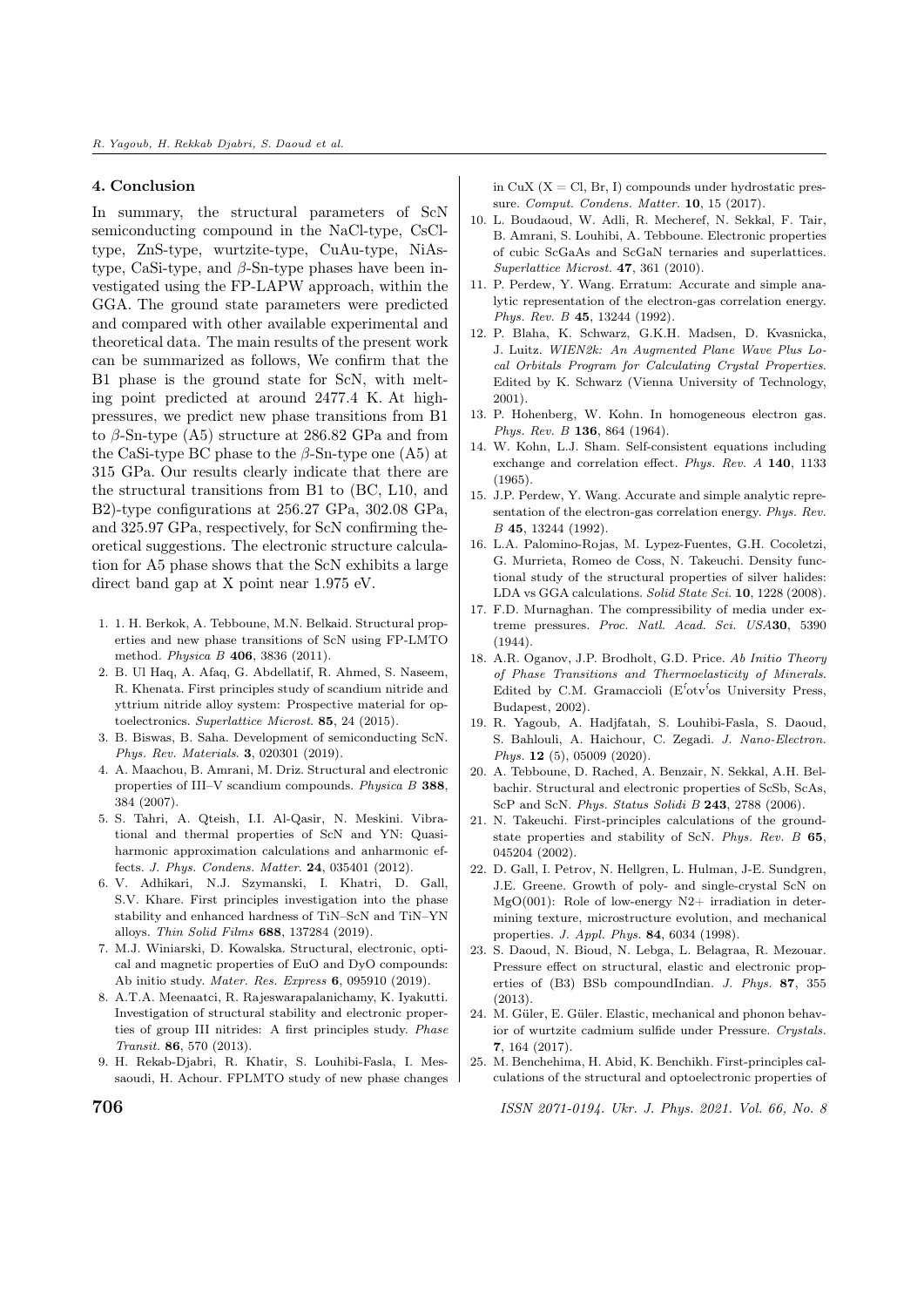## 4. Conclusion

In summary, the structural parameters of ScN semiconducting compound in the NaCl-type, CsCl-type, ZnS-type, wurtzite-type, CuAu-type, NiAs-type, CaSi-type, and $\beta$-Sn-type phases have been investigated using the FP-LAPW approach, within the GGA. The ground state parameters were predicted and compared with other available experimental and theoretical data. The main results of the present work can be summarized as follows, We confirm that the B1 phase is the ground state for ScN, with melting point predicted at around 2477.4 K. At high-pressures, we predict new phase transitions from B1 to $\beta$-Sn-type (A5) structure at 286.82 GPa and from the CaSi-type BC phase to the $\beta$-Sn-type one (A5) at 315 GPa. Our results clearly indicate that there are the structural transitions from B1 to (BC, L10, and B2)-type configurations at 256.27 GPa, 302.08 GPa, and 325.97 GPa, respectively, for ScN confirming theoretical suggestions. The electronic structure calculation for A5 phase shows that the ScN exhibits a large direct band gap at X point near 1.975 eV.

1. 1. H. Berkok, A. Tebboune, M.N. Belkaid. Structural properties and new phase transitions of ScN using FP-LMTO method. *Physica B* **406**, 3836 (2011).
2. B. Ul Haq, A. Afaq, G. Abdellatif, R. Ahmed, S. Naseem, R. Khenata. First principles study of scandium nitride and yttrium nitride alloy system: Prospective material for optoelectronics. *Superlattice Microst.* **85**, 24 (2015).
3. B. Biswas, B. Saha. Development of semiconducting ScN. *Phys. Rev. Materials.* **3**, 020301 (2019).
4. A. Maachou, B. Amrani, M. Driz. Structural and electronic properties of III–V scandium compounds. *Physica B* **388**, 384 (2007).
5. S. Tahri, A. Qteish, I.I. Al-Qasir, N. Meskini. Vibrational and thermal properties of ScN and YN: Quasi-harmonic approximation calculations and anharmonic effects. *J. Phys. Condens. Matter.* **24**, 035401 (2012).
6. V. Adhikari, N.J. Szymanski, I. Khatri, D. Gall, S.V. Khare. First principles investigation into the phase stability and enhanced hardness of TiN–ScN and TiN–YN alloys. *Thin Solid Films* **688**, 137284 (2019).
7. M.J. Winiarski, D. Kowalska. Structural, electronic, optical and magnetic properties of EuO and DyO compounds: Ab initio study. *Mater. Res. Express* **6**, 095910 (2019).
8. A.T.A. Meenaatci, R. Rajeswarapalanichamy, K. Iyakutti. Investigation of structural stability and electronic properties of group III nitrides: A first principles study. *Phase Transit.* **86**, 570 (2013).
9. H. Rekab-Djabri, R. Khatir, S. Louhibi-Fasla, I. Messaoudi, H. Achour. FPLMTO study of new phase changes in CuX (X = Cl, Br, I) compounds under hydrostatic pressure. *Comput. Condens. Matter.* **10**, 15 (2017).
10. L. Boudaoud, W. Adli, R. Mecheref, N. Sekkal, F. Tair, B. Amrani, S. Louhibi, A. Tebboune. Electronic properties of cubic ScGaAs and ScGaN ternaries and superlattices. *Superlattice Microst.* **47**, 361 (2010).
11. P. Perdew, Y. Wang. Erratum: Accurate and simple analytic representation of the electron-gas correlation energy. *Phys. Rev. B* **45**, 13244 (1992).
12. P. Blaha, K. Schwarz, G.K.H. Madsen, D. Kvasnicka, J. Luitz. *WIEN2k: An Augmented Plane Wave Plus Local Orbitals Program for Calculating Crystal Properties.* Edited by K. Schwarz (Vienna University of Technology, 2001).
13. P. Hohenberg, W. Kohn. In homogeneous electron gas. *Phys. Rev. B* **136**, 864 (1964).
14. W. Kohn, L.J. Sham. Self-consistent equations including exchange and correlation effect. *Phys. Rev. A* **140**, 1133 (1965).
15. J.P. Perdew, Y. Wang. Accurate and simple analytic representation of the electron-gas correlation energy. *Phys. Rev. B* **45**, 13244 (1992).
16. L.A. Palomino-Rojas, M. Lypez-Fuentes, G.H. Cocoletzi, G. Murrieta, Romeo de Coss, N. Takeuchi. Density functional study of the structural properties of silver halides: LDA vs GGA calculations. *Solid State Sci.* **10**, 1228 (2008).
17. F.D. Murnaghan. The compressibility of media under extreme pressures. *Proc. Natl. Acad. Sci. USA***30**, 5390 (1944).
18. A.R. Oganov, J.P. Brodholt, G.D. Price. *Ab Initio Theory of Phase Transitions and Thermoelasticity of Minerals.* Edited by C.M. Gramaccioli (E'otv'os University Press, Budapest, 2002).
19. R. Yagoub, A. Hadjfatah, S. Louhibi-Fasla, S. Daoud, S. Bahlouli, A. Haichour, C. Zegadi. *J. Nano-Electron. Phys.* **12** (5), 05009 (2020).
20. A. Tebboune, D. Rached, A. Benzair, N. Sekkal, A.H. Belbachir. Structural and electronic properties of ScSb, ScAs, ScP and ScN. *Phys. Status Solidi B* **243**, 2788 (2006).
21. N. Takeuchi. First-principles calculations of the ground-state properties and stability of ScN. *Phys. Rev. B* **65**, 045204 (2002).
22. D. Gall, I. Petrov, N. Hellgren, L. Hulman, J-E. Sundgren, J.E. Greene. Growth of poly- and single-crystal ScN on MgO(001): Role of low-energy N2+ irradiation in determining texture, microstructure evolution, and mechanical properties. *J. Appl. Phys.* **84**, 6034 (1998).
23. S. Daoud, N. Bioud, N. Lebga, L. Belagraa, R. Mezouar. Pressure effect on structural, elastic and electronic properties of (B3) BSb compoundIndian. *J. Phys.* **87**, 355 (2013).
24. M. Güler, E. Güler. Elastic, mechanical and phonon behavior of wurtzite cadmium sulfide under Pressure. *Crystals.* **7**, 164 (2017).
25. M. Benchehima, H. Abid, K. Benchikh. First-principles calculations of the structural and optoelectronic properties of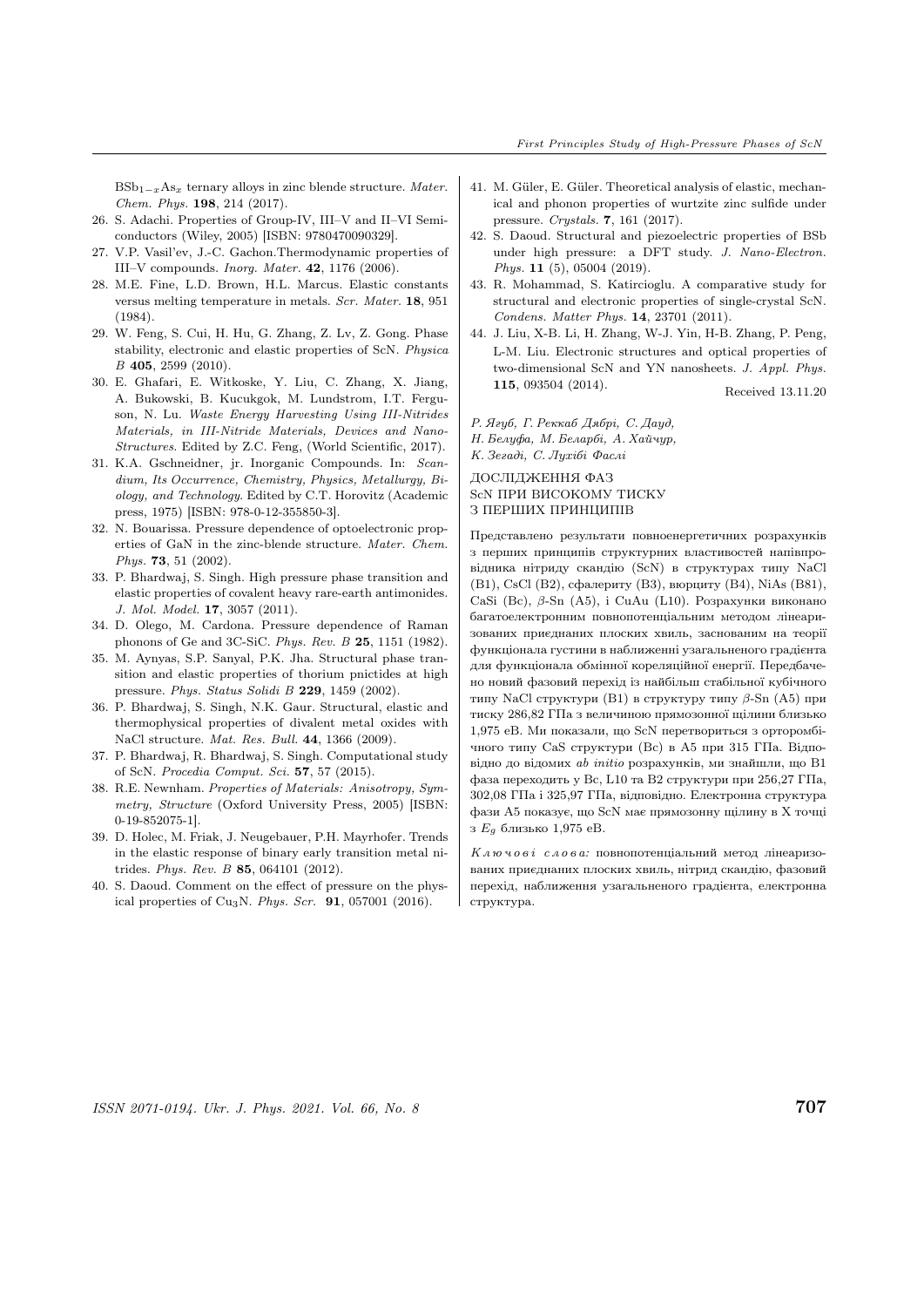$BSb_{1-x}As_x$ ternary alloys in zinc blende structure. *Mater. Chem. Phys.* **198**, 214 (2017).

26. S. Adachi. Properties of Group-IV, III–V and II–VI Semiconductors (Wiley, 2005) [ISBN: 9780470090329].
27. V.P. Vasil'ev, J.-C. Gachon.Thermodynamic properties of III–V compounds. *Inorg. Mater.* **42**, 1176 (2006).
28. M.E. Fine, L.D. Brown, H.L. Marcus. Elastic constants versus melting temperature in metals. *Scr. Mater.* **18**, 951 (1984).
29. W. Feng, S. Cui, H. Hu, G. Zhang, Z. Lv, Z. Gong. Phase stability, electronic and elastic properties of ScN. *Physica B* **405**, 2599 (2010).
30. E. Ghafari, E. Witkoske, Y. Liu, C. Zhang, X. Jiang, A. Bukowski, B. Kucukgok, M. Lundstrom, I.T. Ferguson, N. Lu. *Waste Energy Harvesting Using III-Nitrides Materials, in III-Nitride Materials, Devices and Nano-Structures.* Edited by Z.C. Feng, (World Scientific, 2017).
31. K.A. Gschneidner, jr. Inorganic Compounds. In: *Scandium, Its Occurrence, Chemistry, Physics, Metallurgy, Biology, and Technology.* Edited by C.T. Horovitz (Academic press, 1975) [ISBN: 978-0-12-355850-3].
32. N. Bouarissa. Pressure dependence of optoelectronic properties of GaN in the zinc-blende structure. *Mater. Chem. Phys.* **73**, 51 (2002).
33. P. Bhardwaj, S. Singh. High pressure phase transition and elastic properties of covalent heavy rare-earth antimonides. *J. Mol. Model.* **17**, 3057 (2011).
34. D. Olego, M. Cardona. Pressure dependence of Raman phonons of Ge and 3C-SiC. *Phys. Rev. B* **25**, 1151 (1982).
35. M. Aynyas, S.P. Sanyal, P.K. Jha. Structural phase transition and elastic properties of thorium pnictides at high pressure. *Phys. Status Solidi B* **229**, 1459 (2002).
36. P. Bhardwaj, S. Singh, N.K. Gaur. Structural, elastic and thermophysical properties of divalent metal oxides with NaCl structure. *Mat. Res. Bull.* **44**, 1366 (2009).
37. P. Bhardwaj, R. Bhardwaj, S. Singh. Computational study of ScN. *Procedia Comput. Sci.* **57**, 57 (2015).
38. R.E. Newnham. *Properties of Materials: Anisotropy, Symmetry, Structure* (Oxford University Press, 2005) [ISBN: 0-19-852075-1].
39. D. Holec, M. Friak, J. Neugebauer, P.H. Mayrhofer. Trends in the elastic response of binary early transition metal nitrides. *Phys. Rev. B* **85**, 064101 (2012).
40. S. Daoud. Comment on the effect of pressure on the physical properties of $Cu_3N$. *Phys. Scr.* **91**, 057001 (2016).
41. M. Güler, E. Güler. Theoretical analysis of elastic, mechanical and phonon properties of wurtzite zinc sulfide under pressure. *Crystals.* **7**, 161 (2017).
42. S. Daoud. Structural and piezoelectric properties of BSb under high pressure: a DFT study. *J. Nano-Electron. Phys.* **11** (5), 05004 (2019).
43. R. Mohammad, S. Katircioglu. A comparative study for structural and electronic properties of single-crystal ScN. *Condens. Matter Phys.* **14**, 23701 (2011).
44. J. Liu, X-B. Li, H. Zhang, W-J. Yin, H-B. Zhang, P. Peng, L-M. Liu. Electronic structures and optical properties of two-dimensional ScN and YN nanosheets. *J. Appl. Phys.* **115**, 093504 (2014).

Received 13.11.20

*Р. Ягуб, Г. Реккаб Дябрі, С. Дауд,*
*Н. Белуфа, М. Беларбі, А. Хайчур,*
*К. Зегаді, С. Лухібі Фаслі*

ДОСЛІДЖЕННЯ ФАЗ
ScN ПРИ ВИСОКОМУ ТИСКУ
З ПЕРШИХ ПРИНЦИПІВ

Представлено результати повноенергетичних розрахунків з перших принципів структурних властивостей напівпровідника нітриду скандію (ScN) в структурах типу NaCl (B1), CsCl (B2), сфалериту (B3), вюрциту (B4), NiAs (B81), CaSi (Bc), $\beta$-Sn (A5), і CuAu (L10). Розрахунки виконано багатоелектронним повнопотенціальним методом лінеаризованих приєднаних плоских хвиль, заснованим на теорії функціонала густини в наближенні узагальненого градієнта для функціонала обмінної кореляційної енергії. Передбачено новий фазовий перехід із найбільш стабільної кубічного типу NaCl структури (B1) в структуру типу $\beta$-Sn (A5) при тиску 286,82 ГПа з величиною прямозонної щілини близько 1,975 еВ. Ми показали, що ScN перетвориться з орторомбічного типу CaS структури (Bc) в A5 при 315 ГПа. Відповідно до відомих *ab initio* розрахунків, ми знайшли, що B1 фаза переходить у Bc, L10 та B2 структури при 256,27 ГПа, 302,08 ГПа і 325,97 ГПа, відповідно. Електронна структура фази A5 показує, що ScN має прямозонну щілину в X точці з $E_g$ близько 1,975 еВ.

*Ключові слова:* повнопотенціальний метод лінеаризованих приєднаних плоских хвиль, нітрид скандію, фазовий перехід, наближення узагальненого градієнта, електронна структура.